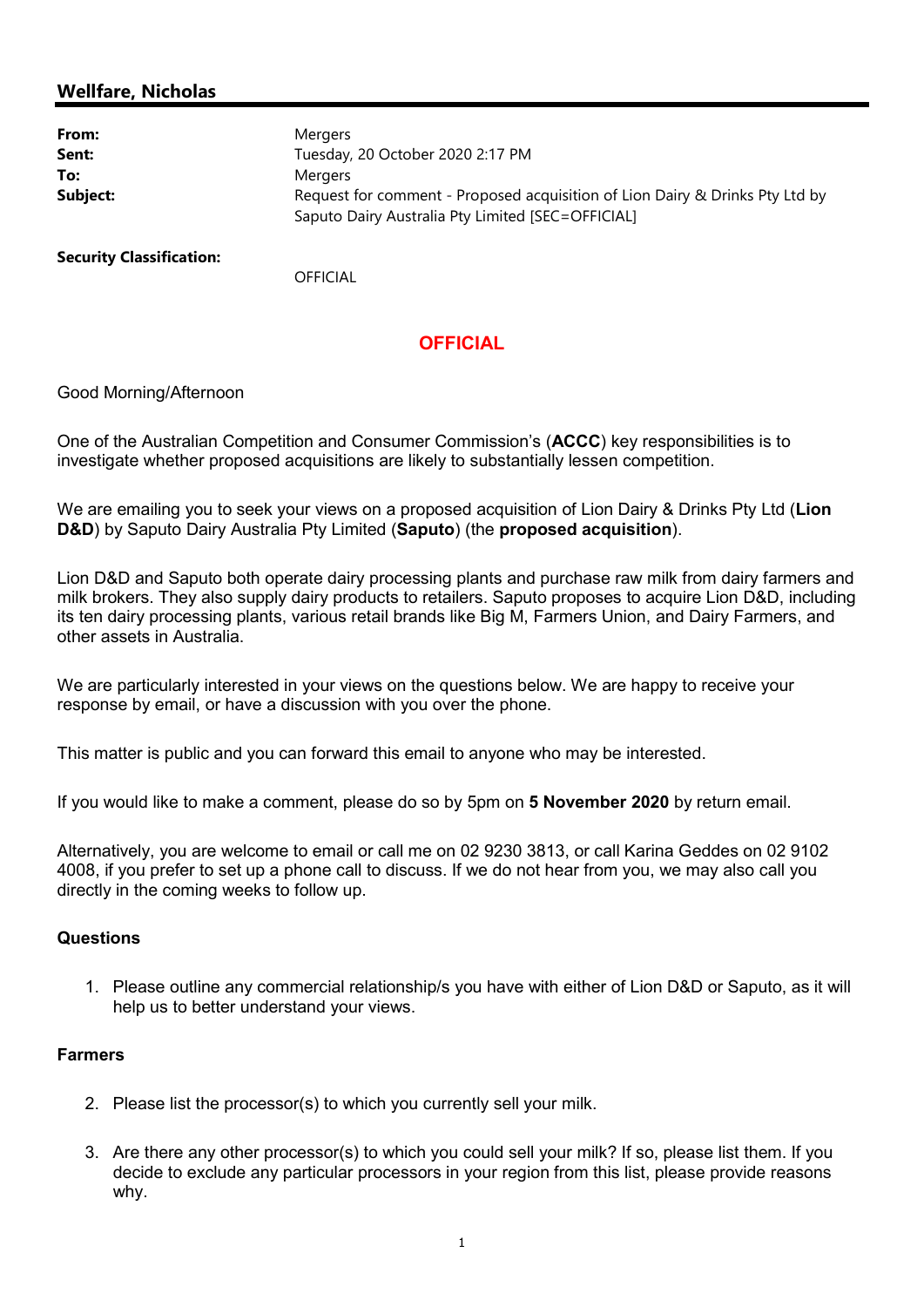**Wellfare, Nicholas**

| | |
|---|---|
| **From:** | Mergers |
| **Sent:** | Tuesday, 20 October 2020 2:17 PM |
| **To:** | Mergers |
| **Subject:** | Request for comment - Proposed acquisition of Lion Dairy & Drinks Pty Ltd by Saputo Dairy Australia Pty Limited [SEC=OFFICIAL] |

**Security Classification:** OFFICIAL

**OFFICIAL**

Good Morning/Afternoon

One of the Australian Competition and Consumer Commission's (**ACCC**) key responsibilities is to investigate whether proposed acquisitions are likely to substantially lessen competition.

We are emailing you to seek your views on a proposed acquisition of Lion Dairy & Drinks Pty Ltd (**Lion D&D**) by Saputo Dairy Australia Pty Limited (**Saputo**) (the **proposed acquisition**).

Lion D&D and Saputo both operate dairy processing plants and purchase raw milk from dairy farmers and milk brokers. They also supply dairy products to retailers. Saputo proposes to acquire Lion D&D, including its ten dairy processing plants, various retail brands like Big M, Farmers Union, and Dairy Farmers, and other assets in Australia.

We are particularly interested in your views on the questions below. We are happy to receive your response by email, or have a discussion with you over the phone.

This matter is public and you can forward this email to anyone who may be interested.

If you would like to make a comment, please do so by 5pm on **5 November 2020** by return email.

Alternatively, you are welcome to email or call me on 02 9230 3813, or call Karina Geddes on 02 9102 4008, if you prefer to set up a phone call to discuss. If we do not hear from you, we may also call you directly in the coming weeks to follow up.

**Questions**

1. Please outline any commercial relationship/s you have with either of Lion D&D or Saputo, as it will help us to better understand your views.

**Farmers**

2. Please list the processor(s) to which you currently sell your milk.

3. Are there any other processor(s) to which you could sell your milk? If so, please list them. If you decide to exclude any particular processors in your region from this list, please provide reasons why.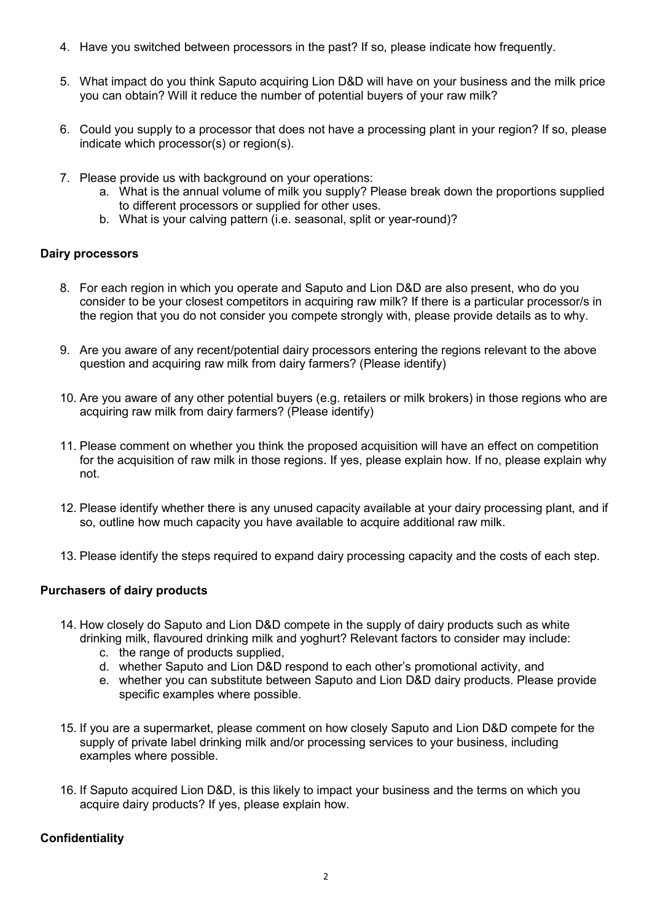4. Have you switched between processors in the past? If so, please indicate how frequently.

5. What impact do you think Saputo acquiring Lion D&D will have on your business and the milk price you can obtain? Will it reduce the number of potential buyers of your raw milk?

6. Could you supply to a processor that does not have a processing plant in your region? If so, please indicate which processor(s) or region(s).

7. Please provide us with background on your operations:
   a. What is the annual volume of milk you supply? Please break down the proportions supplied to different processors or supplied for other uses.
   b. What is your calving pattern (i.e. seasonal, split or year-round)?

**Dairy processors**

8. For each region in which you operate and Saputo and Lion D&D are also present, who do you consider to be your closest competitors in acquiring raw milk? If there is a particular processor/s in the region that you do not consider you compete strongly with, please provide details as to why.

9. Are you aware of any recent/potential dairy processors entering the regions relevant to the above question and acquiring raw milk from dairy farmers? (Please identify)

10. Are you aware of any other potential buyers (e.g. retailers or milk brokers) in those regions who are acquiring raw milk from dairy farmers? (Please identify)

11. Please comment on whether you think the proposed acquisition will have an effect on competition for the acquisition of raw milk in those regions. If yes, please explain how. If no, please explain why not.

12. Please identify whether there is any unused capacity available at your dairy processing plant, and if so, outline how much capacity you have available to acquire additional raw milk.

13. Please identify the steps required to expand dairy processing capacity and the costs of each step.

**Purchasers of dairy products**

14. How closely do Saputo and Lion D&D compete in the supply of dairy products such as white drinking milk, flavoured drinking milk and yoghurt? Relevant factors to consider may include:
   c. the range of products supplied,
   d. whether Saputo and Lion D&D respond to each other's promotional activity, and
   e. whether you can substitute between Saputo and Lion D&D dairy products. Please provide specific examples where possible.

15. If you are a supermarket, please comment on how closely Saputo and Lion D&D compete for the supply of private label drinking milk and/or processing services to your business, including examples where possible.

16. If Saputo acquired Lion D&D, is this likely to impact your business and the terms on which you acquire dairy products? If yes, please explain how.

**Confidentiality**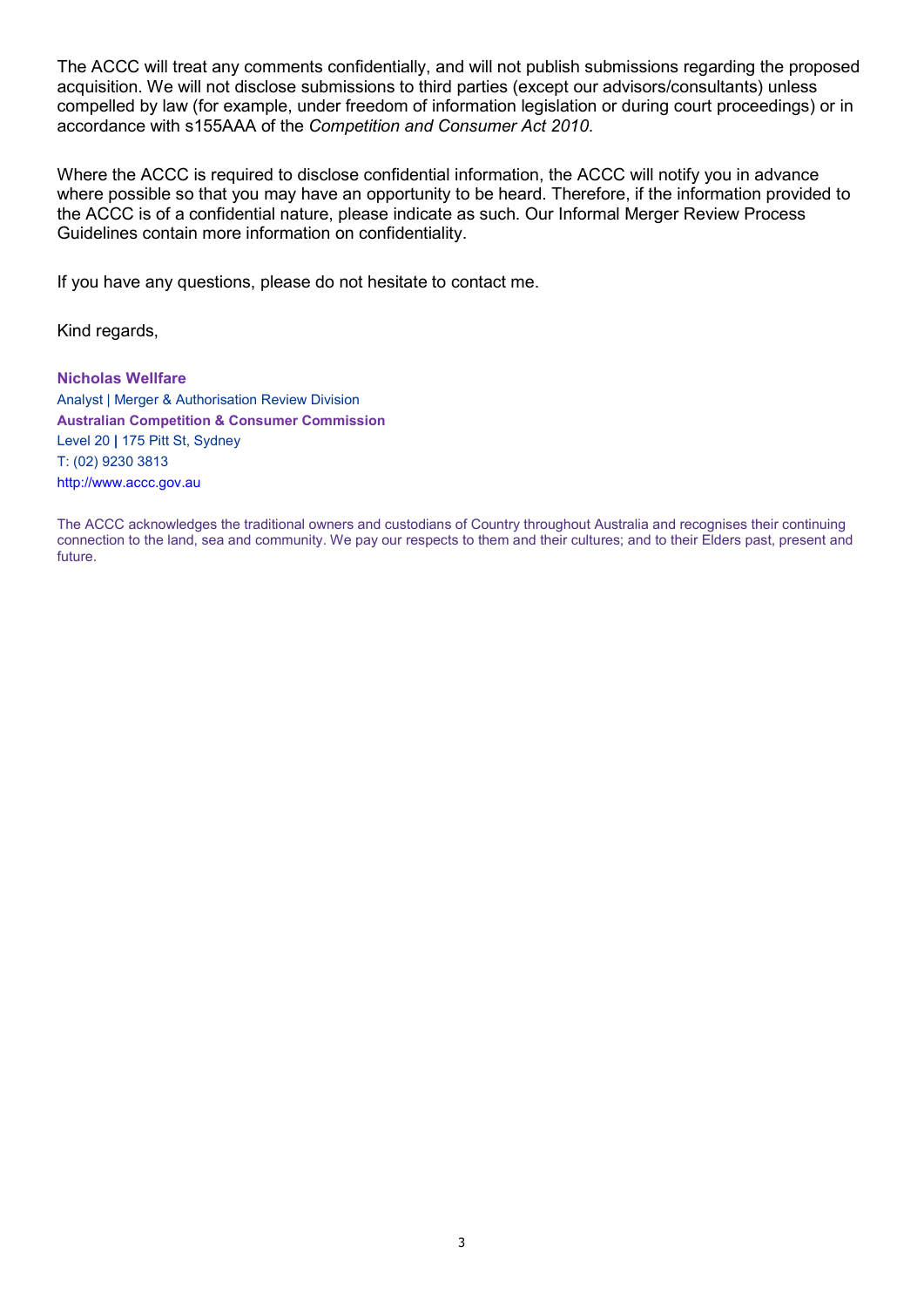The ACCC will treat any comments confidentially, and will not publish submissions regarding the proposed acquisition. We will not disclose submissions to third parties (except our advisors/consultants) unless compelled by law (for example, under freedom of information legislation or during court proceedings) or in accordance with s155AAA of the *Competition and Consumer Act 2010*.

Where the ACCC is required to disclose confidential information, the ACCC will notify you in advance where possible so that you may have an opportunity to be heard. Therefore, if the information provided to the ACCC is of a confidential nature, please indicate as such. Our Informal Merger Review Process Guidelines contain more information on confidentiality.

If you have any questions, please do not hesitate to contact me.

Kind regards,

**Nicholas Wellfare**
Analyst | Merger & Authorisation Review Division
**Australian Competition & Consumer Commission**
Level 20 | 175 Pitt St, Sydney
T: (02) 9230 3813
http://www.accc.gov.au

The ACCC acknowledges the traditional owners and custodians of Country throughout Australia and recognises their continuing connection to the land, sea and community. We pay our respects to them and their cultures; and to their Elders past, present and future.